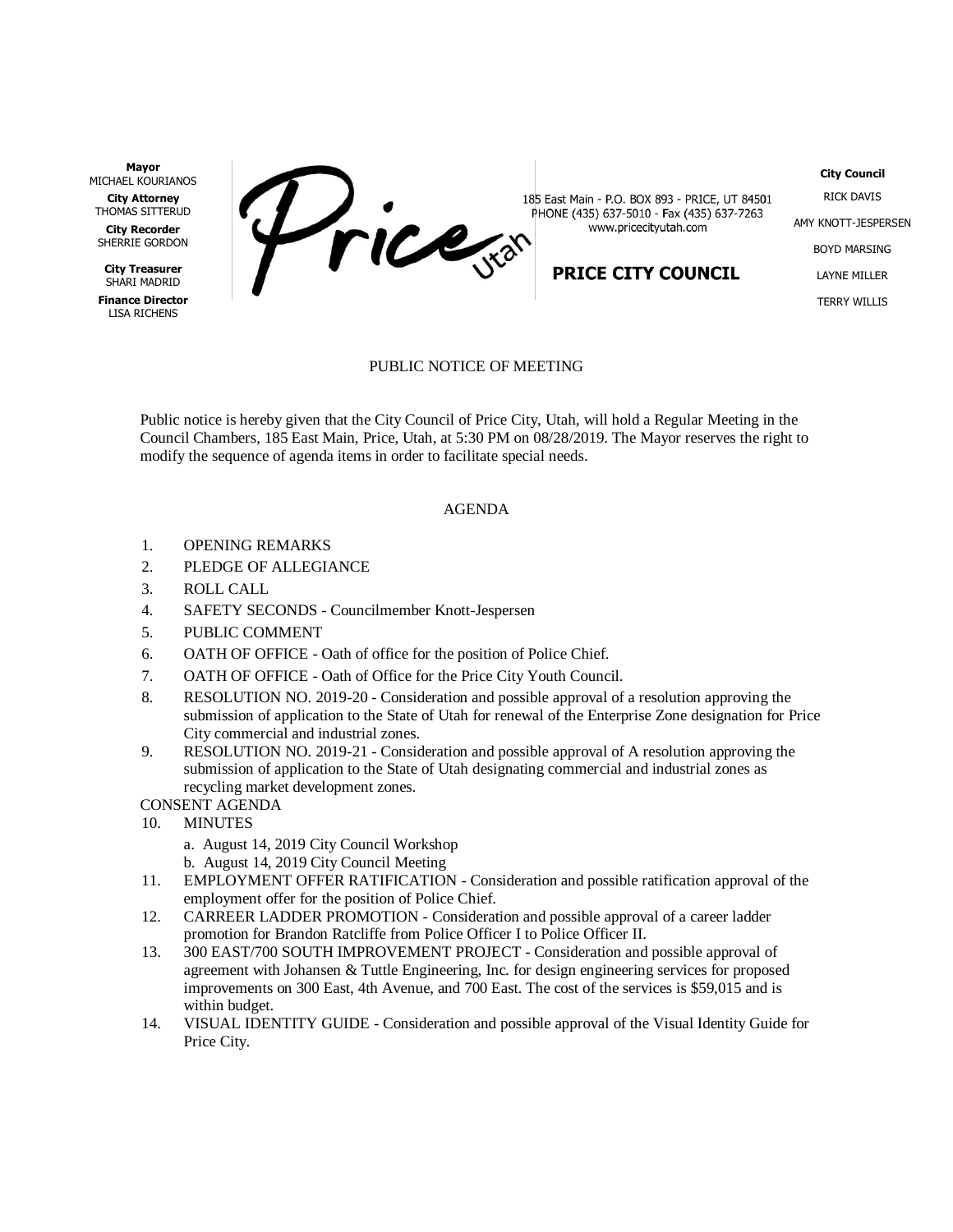**Mayor**
MICHAEL KOURIANOS

**City Attorney**
THOMAS SITTERUD

**City Recorder**
SHERRIE GORDON

**City Treasurer**
SHARI MADRID

**Finance Director**
LISA RICHENS

Price Utah

185 East Main - P.O. BOX 893 - PRICE, UT 84501
PHONE (435) 637-5010 - Fax (435) 637-7263
www.pricecityutah.com

**PRICE CITY COUNCIL**

**City Council**
RICK DAVIS
AMY KNOTT-JESPERSEN
BOYD MARSING
LAYNE MILLER
TERRY WILLIS

PUBLIC NOTICE OF MEETING

Public notice is hereby given that the City Council of Price City, Utah, will hold a Regular Meeting in the Council Chambers, 185 East Main, Price, Utah, at 5:30 PM on 08/28/2019. The Mayor reserves the right to modify the sequence of agenda items in order to facilitate special needs.

AGENDA

1. OPENING REMARKS
2. PLEDGE OF ALLEGIANCE
3. ROLL CALL
4. SAFETY SECONDS - Councilmember Knott-Jespersen
5. PUBLIC COMMENT
6. OATH OF OFFICE - Oath of office for the position of Police Chief.
7. OATH OF OFFICE - Oath of Office for the Price City Youth Council.
8. RESOLUTION NO. 2019-20 - Consideration and possible approval of a resolution approving the submission of application to the State of Utah for renewal of the Enterprise Zone designation for Price City commercial and industrial zones.
9. RESOLUTION NO. 2019-21 - Consideration and possible approval of A resolution approving the submission of application to the State of Utah designating commercial and industrial zones as recycling market development zones.

CONSENT AGENDA

10. MINUTES
    a. August 14, 2019 City Council Workshop
    b. August 14, 2019 City Council Meeting
11. EMPLOYMENT OFFER RATIFICATION - Consideration and possible ratification approval of the employment offer for the position of Police Chief.
12. CARREER LADDER PROMOTION - Consideration and possible approval of a career ladder promotion for Brandon Ratcliffe from Police Officer I to Police Officer II.
13. 300 EAST/700 SOUTH IMPROVEMENT PROJECT - Consideration and possible approval of agreement with Johansen & Tuttle Engineering, Inc. for design engineering services for proposed improvements on 300 East, 4th Avenue, and 700 East. The cost of the services is $59,015 and is within budget.
14. VISUAL IDENTITY GUIDE - Consideration and possible approval of the Visual Identity Guide for Price City.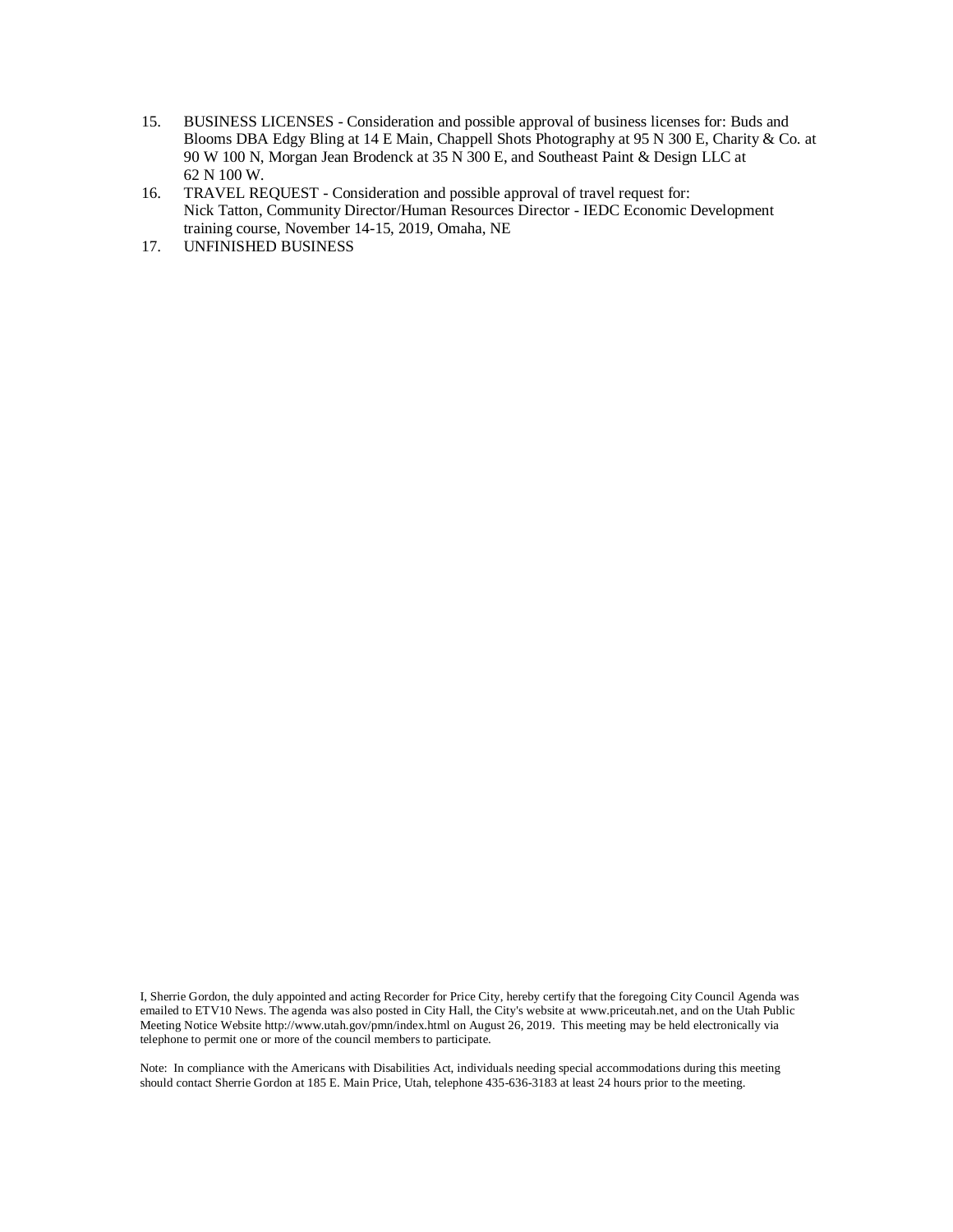15. BUSINESS LICENSES - Consideration and possible approval of business licenses for: Buds and Blooms DBA Edgy Bling at 14 E Main, Chappell Shots Photography at 95 N 300 E, Charity & Co. at 90 W 100 N, Morgan Jean Brodenck at 35 N 300 E, and Southeast Paint & Design LLC at 62 N 100 W.
16. TRAVEL REQUEST - Consideration and possible approval of travel request for: Nick Tatton, Community Director/Human Resources Director - IEDC Economic Development training course, November 14-15, 2019, Omaha, NE
17. UNFINISHED BUSINESS

I, Sherrie Gordon, the duly appointed and acting Recorder for Price City, hereby certify that the foregoing City Council Agenda was emailed to ETV10 News. The agenda was also posted in City Hall, the City's website at www.priceutah.net, and on the Utah Public Meeting Notice Website http://www.utah.gov/pmn/index.html on August 26, 2019. This meeting may be held electronically via telephone to permit one or more of the council members to participate.

Note: In compliance with the Americans with Disabilities Act, individuals needing special accommodations during this meeting should contact Sherrie Gordon at 185 E. Main Price, Utah, telephone 435-636-3183 at least 24 hours prior to the meeting.